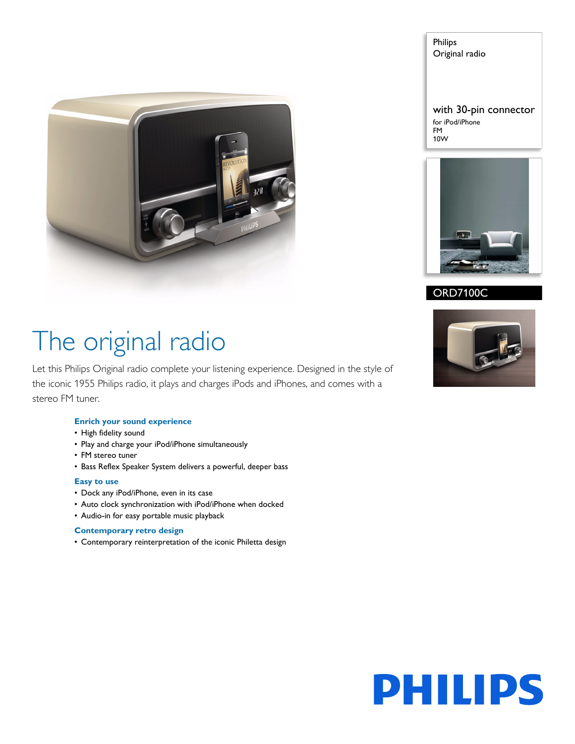Philips
Original radio

with 30-pin connector

for iPod/iPhone
FM
10W

ORD7100C

# The original radio

Let this Philips Original radio complete your listening experience. Designed in the style of the iconic 1955 Philips radio, it plays and charges iPods and iPhones, and comes with a stereo FM tuner.

### Enrich your sound experience

- High fidelity sound
- Play and charge your iPod/iPhone simultaneously
- FM stereo tuner
- Bass Reflex Speaker System delivers a powerful, deeper bass

### Easy to use

- Dock any iPod/iPhone, even in its case
- Auto clock synchronization with iPod/iPhone when docked
- Audio-in for easy portable music playback

### Contemporary retro design

- Contemporary reinterpretation of the iconic Philetta design

PHILIPS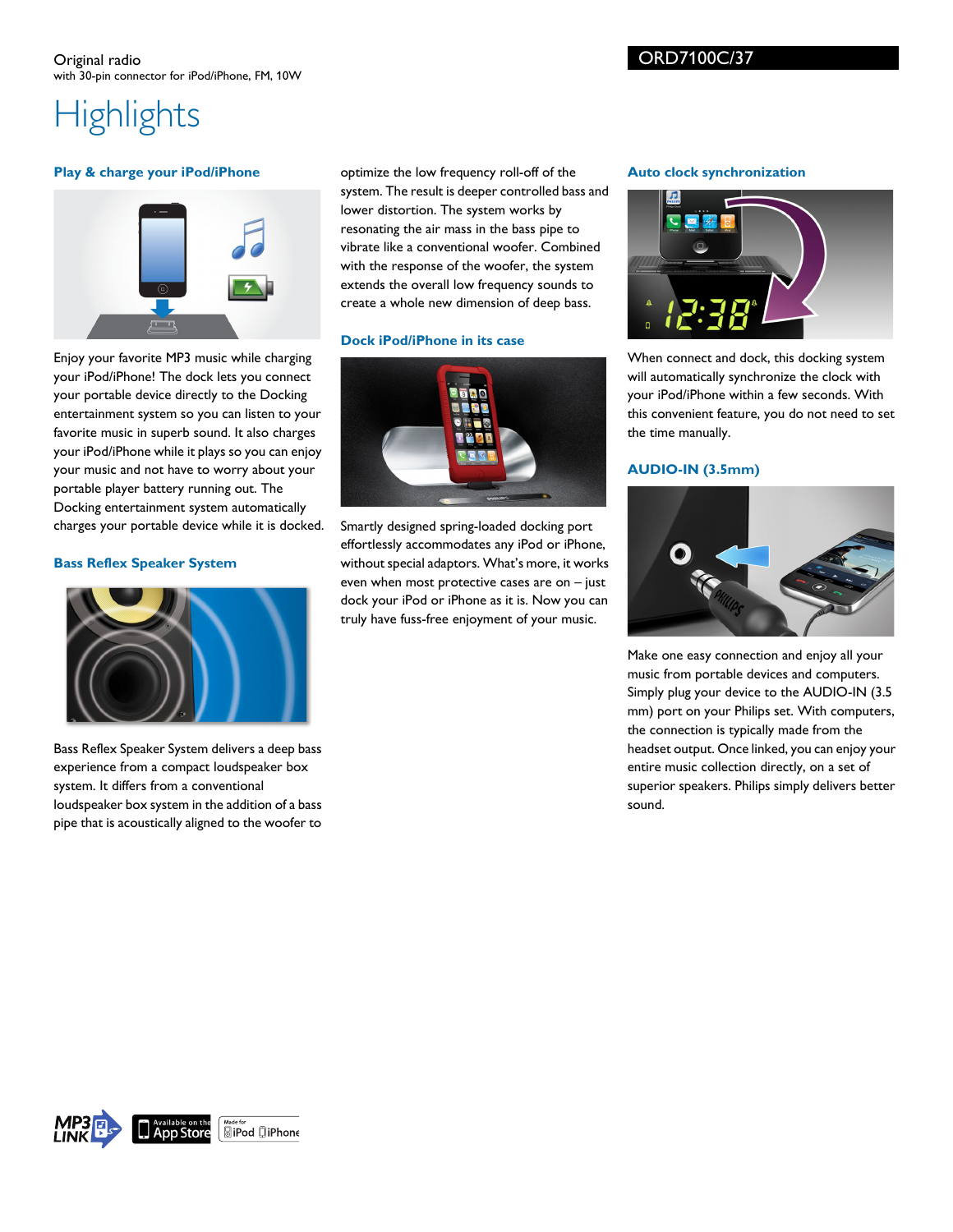Original radio
with 30-pin connector for iPod/iPhone, FM, 10W

ORD7100C/37

# Highlights

### Play & charge your iPod/iPhone

Enjoy your favorite MP3 music while charging your iPod/iPhone! The dock lets you connect your portable device directly to the Docking entertainment system so you can listen to your favorite music in superb sound. It also charges your iPod/iPhone while it plays so you can enjoy your music and not have to worry about your portable player battery running out. The Docking entertainment system automatically charges your portable device while it is docked.

### Bass Reflex Speaker System

Bass Reflex Speaker System delivers a deep bass experience from a compact loudspeaker box system. It differs from a conventional loudspeaker box system in the addition of a bass pipe that is acoustically aligned to the woofer to optimize the low frequency roll-off of the system. The result is deeper controlled bass and lower distortion. The system works by resonating the air mass in the bass pipe to vibrate like a conventional woofer. Combined with the response of the woofer, the system extends the overall low frequency sounds to create a whole new dimension of deep bass.

### Dock iPod/iPhone in its case

Smartly designed spring-loaded docking port effortlessly accommodates any iPod or iPhone, without special adaptors. What's more, it works even when most protective cases are on – just dock your iPod or iPhone as it is. Now you can truly have fuss-free enjoyment of your music.

### Auto clock synchronization

When connect and dock, this docking system will automatically synchronize the clock with your iPod/iPhone within a few seconds. With this convenient feature, you do not need to set the time manually.

### AUDIO-IN (3.5mm)

Make one easy connection and enjoy all your music from portable devices and computers. Simply plug your device to the AUDIO-IN (3.5 mm) port on your Philips set. With computers, the connection is typically made from the headset output. Once linked, you can enjoy your entire music collection directly, on a set of superior speakers. Philips simply delivers better sound.

MP3 LINK | Available on the App Store | Made for iPod iPhone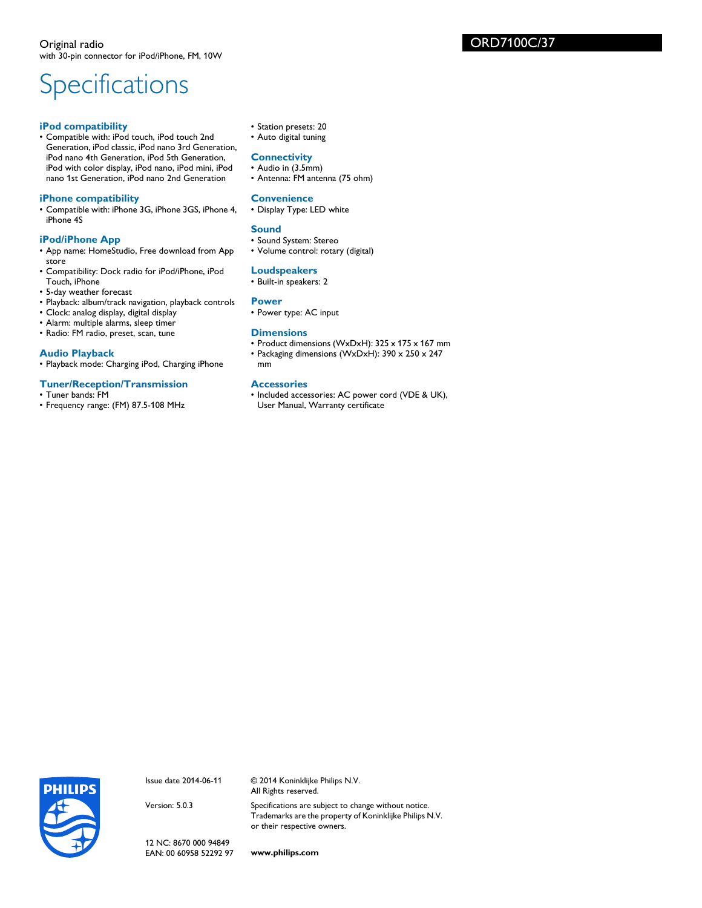Original radio
with 30-pin connector for iPod/iPhone, FM, 10W

ORD7100C/37

# Specifications

### iPod compatibility
- Compatible with: iPod touch, iPod touch 2nd Generation, iPod classic, iPod nano 3rd Generation, iPod nano 4th Generation, iPod 5th Generation, iPod with color display, iPod nano, iPod mini, iPod nano 1st Generation, iPod nano 2nd Generation

### iPhone compatibility
- Compatible with: iPhone 3G, iPhone 3GS, iPhone 4, iPhone 4S

### iPod/iPhone App
- App name: HomeStudio, Free download from App store
- Compatibility: Dock radio for iPod/iPhone, iPod Touch, iPhone
- 5-day weather forecast
- Playback: album/track navigation, playback controls
- Clock: analog display, digital display
- Alarm: multiple alarms, sleep timer
- Radio: FM radio, preset, scan, tune

### Audio Playback
- Playback mode: Charging iPod, Charging iPhone

### Tuner/Reception/Transmission
- Tuner bands: FM
- Frequency range: (FM) 87.5-108 MHz
- Station presets: 20
- Auto digital tuning

### Connectivity
- Audio in (3.5mm)
- Antenna: FM antenna (75 ohm)

### Convenience
- Display Type: LED white

### Sound
- Sound System: Stereo
- Volume control: rotary (digital)

### Loudspeakers
- Built-in speakers: 2

### Power
- Power type: AC input

### Dimensions
- Product dimensions (WxDxH): 325 x 175 x 167 mm
- Packaging dimensions (WxDxH): 390 x 250 x 247 mm

### Accessories
- Included accessories: AC power cord (VDE & UK), User Manual, Warranty certificate

Issue date 2014-06-11

Version: 5.0.3

12 NC: 8670 000 94849
EAN: 00 60958 52292 97

© 2014 Koninklijke Philips N.V.
All Rights reserved.

Specifications are subject to change without notice. Trademarks are the property of Koninklijke Philips N.V. or their respective owners.

**www.philips.com**